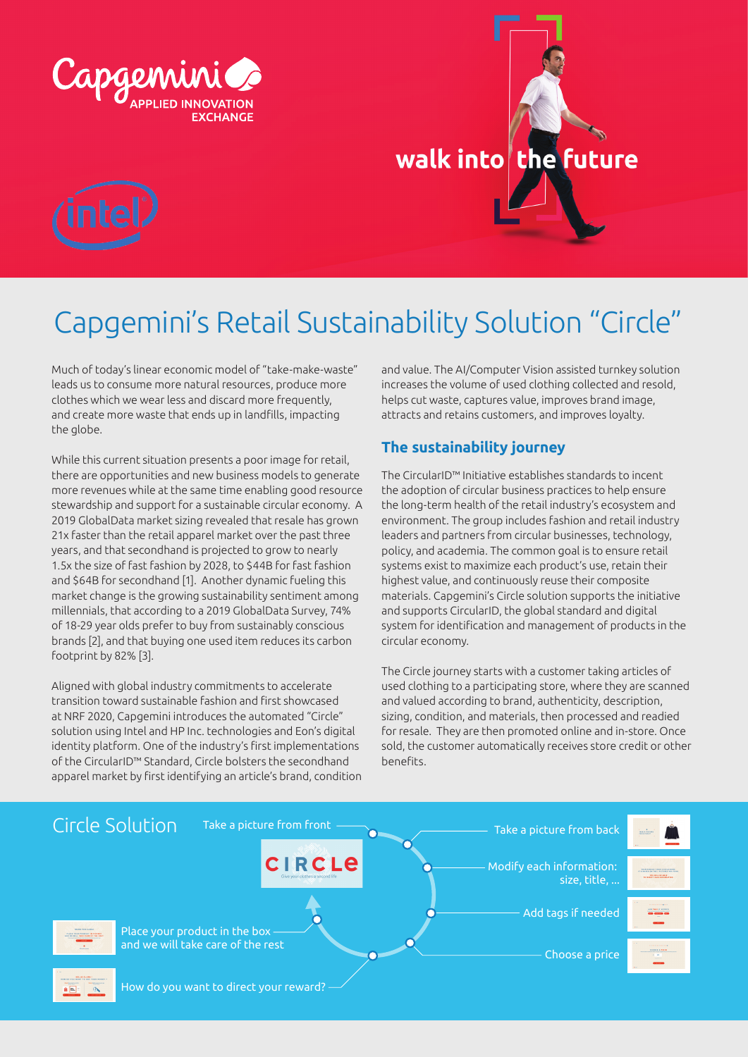Capgemini APPLIED INNOVATION EXCHANGE

intel

walk into the future

# Capgemini's Retail Sustainability Solution "Circle"

Much of today's linear economic model of "take-make-waste" leads us to consume more natural resources, produce more clothes which we wear less and discard more frequently, and create more waste that ends up in landfills, impacting the globe.

While this current situation presents a poor image for retail, there are opportunities and new business models to generate more revenues while at the same time enabling good resource stewardship and support for a sustainable circular economy. A 2019 GlobalData market sizing revealed that resale has grown 21x faster than the retail apparel market over the past three years, and that secondhand is projected to grow to nearly 1.5x the size of fast fashion by 2028, to $44B for fast fashion and $64B for secondhand [1]. Another dynamic fueling this market change is the growing sustainability sentiment among millennials, that according to a 2019 GlobalData Survey, 74% of 18-29 year olds prefer to buy from sustainably conscious brands [2], and that buying one used item reduces its carbon footprint by 82% [3].

Aligned with global industry commitments to accelerate transition toward sustainable fashion and first showcased at NRF 2020, Capgemini introduces the automated "Circle" solution using Intel and HP Inc. technologies and Eon's digital identity platform. One of the industry's first implementations of the CircularID™ Standard, Circle bolsters the secondhand apparel market by first identifying an article's brand, condition and value. The AI/Computer Vision assisted turnkey solution increases the volume of used clothing collected and resold, helps cut waste, captures value, improves brand image, attracts and retains customers, and improves loyalty.

## The sustainability journey

The CircularID™ Initiative establishes standards to incent the adoption of circular business practices to help ensure the long-term health of the retail industry's ecosystem and environment. The group includes fashion and retail industry leaders and partners from circular businesses, technology, policy, and academia. The common goal is to ensure retail systems exist to maximize each product's use, retain their highest value, and continuously reuse their composite materials. Capgemini's Circle solution supports the initiative and supports CircularID, the global standard and digital system for identification and management of products in the circular economy.

The Circle journey starts with a customer taking articles of used clothing to a participating store, where they are scanned and valued according to brand, authenticity, description, sizing, condition, and materials, then processed and readied for resale. They are then promoted online and in-store. Once sold, the customer automatically receives store credit or other benefits.

## Circle Solution

CIRCLE

- Take a picture from front
- Take a picture from back
- Modify each information: size, title, ...
- Add tags if needed
- Choose a price
- How do you want to direct your reward?
- Place your product in the box and we will take care of the rest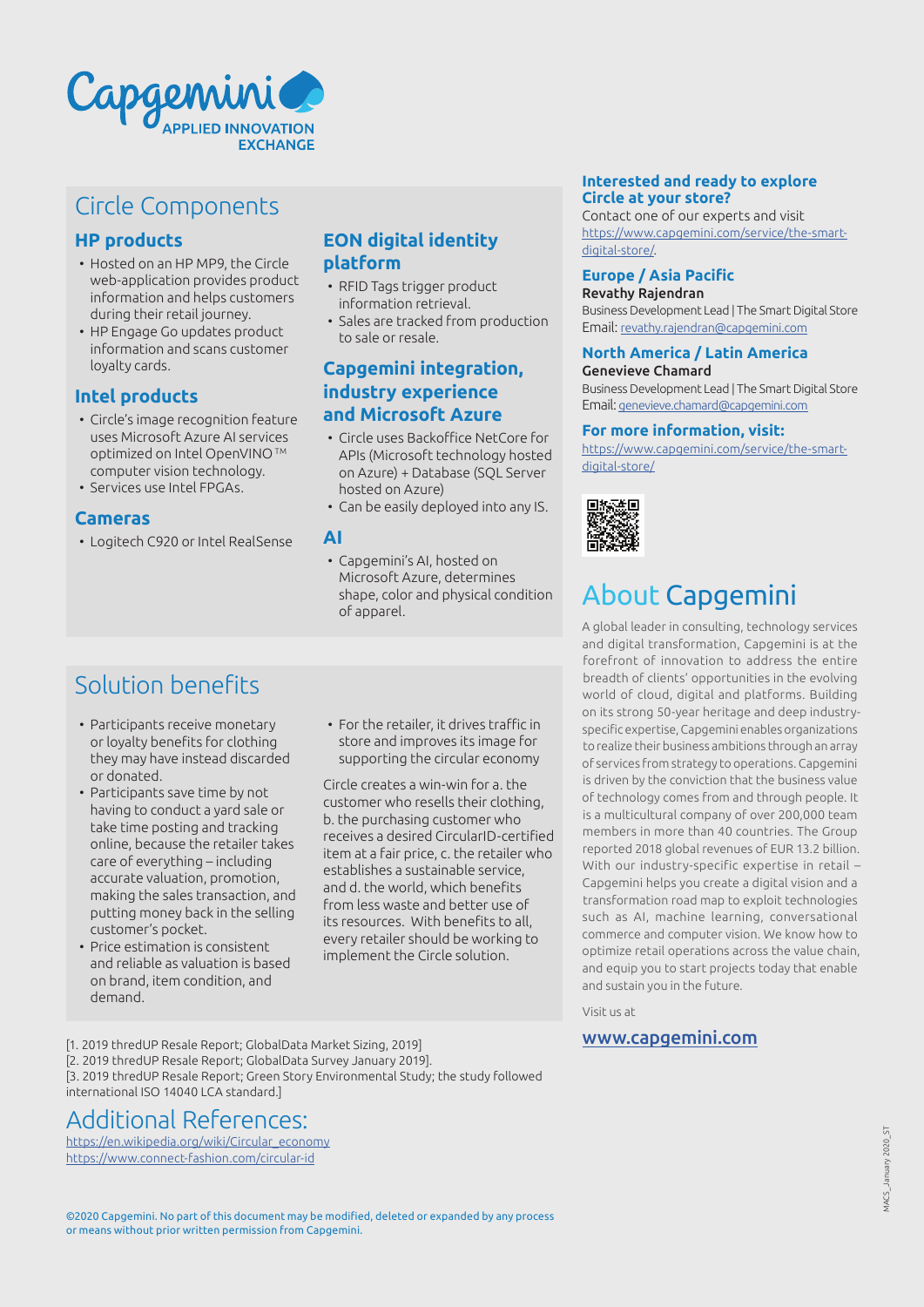Capgemini APPLIED INNOVATION EXCHANGE

## Circle Components

### HP products

- Hosted on an HP MP9, the Circle web-application provides product information and helps customers during their retail journey.
- HP Engage Go updates product information and scans customer loyalty cards.

### Intel products

- Circle's image recognition feature uses Microsoft Azure AI services optimized on Intel OpenVINO™ computer vision technology.
- Services use Intel FPGAs.

### Cameras

- Logitech C920 or Intel RealSense

### EON digital identity platform

- RFID Tags trigger product information retrieval.
- Sales are tracked from production to sale or resale.

### Capgemini integration, industry experience and Microsoft Azure

- Circle uses Backoffice NetCore for APIs (Microsoft technology hosted on Azure) + Database (SQL Server hosted on Azure)
- Can be easily deployed into any IS.

### AI

- Capgemini's AI, hosted on Microsoft Azure, determines shape, color and physical condition of apparel.

## Solution benefits

- Participants receive monetary or loyalty benefits for clothing they may have instead discarded or donated.
- Participants save time by not having to conduct a yard sale or take time posting and tracking online, because the retailer takes care of everything – including accurate valuation, promotion, making the sales transaction, and putting money back in the selling customer's pocket.
- Price estimation is consistent and reliable as valuation is based on brand, item condition, and demand.
- For the retailer, it drives traffic in store and improves its image for supporting the circular economy

Circle creates a win-win for a. the customer who resells their clothing, b. the purchasing customer who receives a desired CircularID-certified item at a fair price, c. the retailer who establishes a sustainable service, and d. the world, which benefits from less waste and better use of its resources. With benefits to all, every retailer should be working to implement the Circle solution.

[1. 2019 thredUP Resale Report; GlobalData Market Sizing, 2019]
[2. 2019 thredUP Resale Report; GlobalData Survey January 2019].
[3. 2019 thredUP Resale Report; Green Story Environmental Study; the study followed international ISO 14040 LCA standard.]

## Additional References:

https://en.wikipedia.org/wiki/Circular_economy
https://www.connect-fashion.com/circular-id

### Interested and ready to explore Circle at your store?

Contact one of our experts and visit https://www.capgemini.com/service/the-smart-digital-store/.

### Europe / Asia Pacific

**Revathy Rajendran**
Business Development Lead | The Smart Digital Store
Email: revathy.rajendran@capgemini.com

### North America / Latin America

**Genevieve Chamard**
Business Development Lead | The Smart Digital Store
Email: genevieve.chamard@capgemini.com

### For more information, visit:

https://www.capgemini.com/service/the-smart-digital-store/

## About Capgemini

A global leader in consulting, technology services and digital transformation, Capgemini is at the forefront of innovation to address the entire breadth of clients' opportunities in the evolving world of cloud, digital and platforms. Building on its strong 50-year heritage and deep industry-specific expertise, Capgemini enables organizations to realize their business ambitions through an array of services from strategy to operations. Capgemini is driven by the conviction that the business value of technology comes from and through people. It is a multicultural company of over 200,000 team members in more than 40 countries. The Group reported 2018 global revenues of EUR 13.2 billion. With our industry-specific expertise in retail – Capgemini helps you create a digital vision and a transformation road map to exploit technologies such as AI, machine learning, conversational commerce and computer vision. We know how to optimize retail operations across the value chain, and equip you to start projects today that enable and sustain you in the future.

Visit us at

www.capgemini.com

©2020 Capgemini. No part of this document may be modified, deleted or expanded by any process or means without prior written permission from Capgemini.

MACS_January 2020_ST